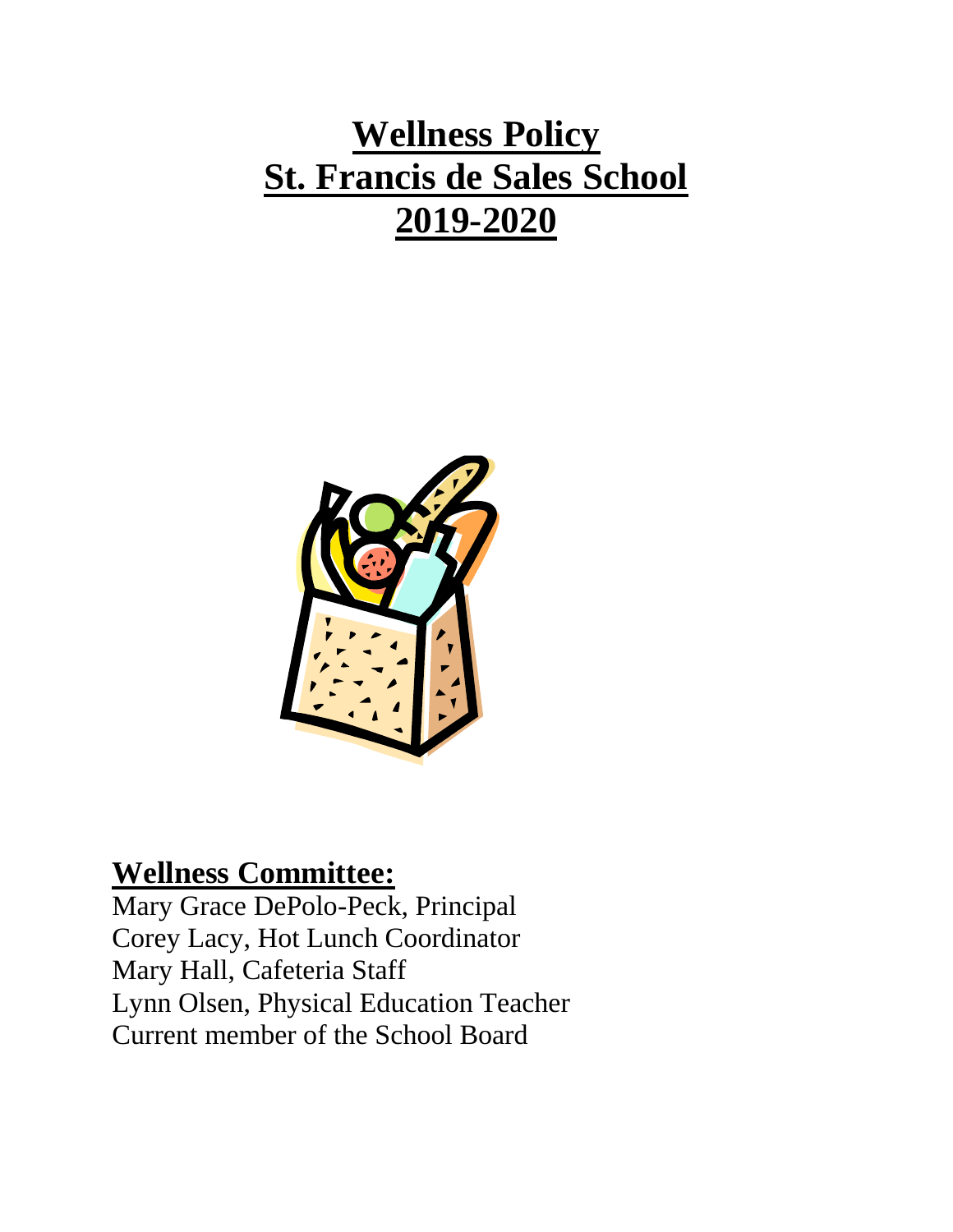# Wellness Policy
# St. Francis de Sales School
# 2019-2020

## Wellness Committee:

Mary Grace DePolo-Peck, Principal
Corey Lacy, Hot Lunch Coordinator
Mary Hall, Cafeteria Staff
Lynn Olsen, Physical Education Teacher
Current member of the School Board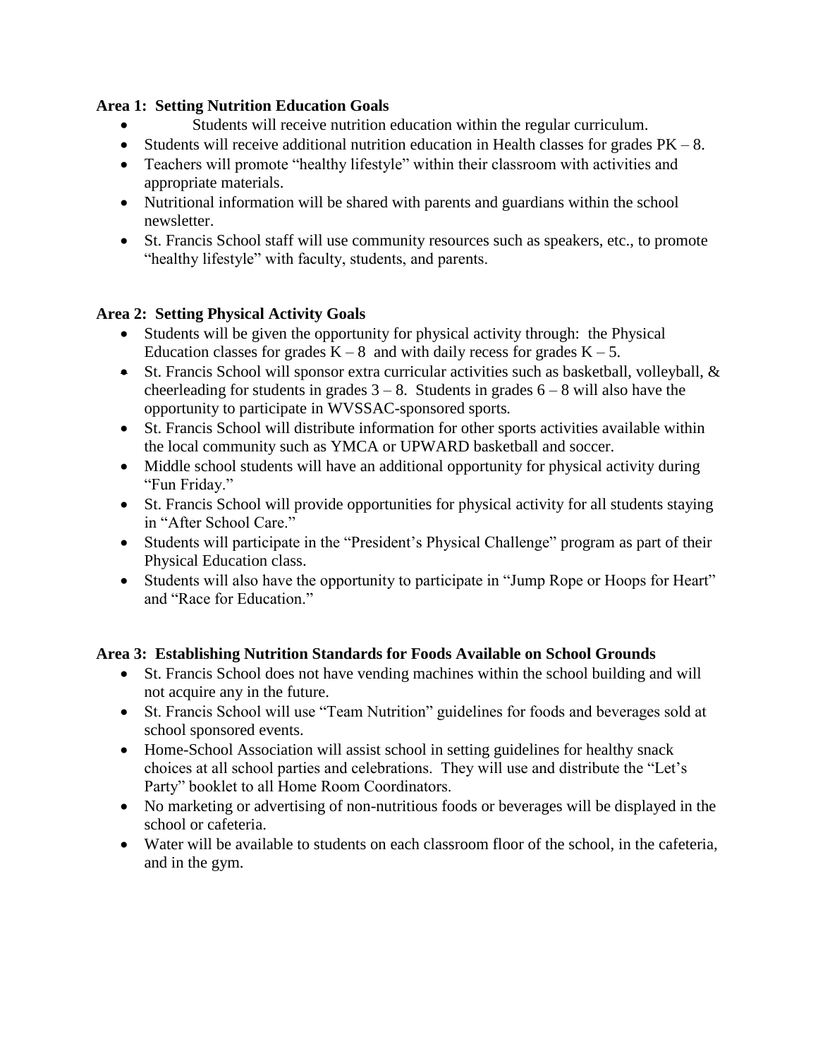**Area 1: Setting Nutrition Education Goals**

- Students will receive nutrition education within the regular curriculum.
- Students will receive additional nutrition education in Health classes for grades PK – 8.
- Teachers will promote "healthy lifestyle" within their classroom with activities and appropriate materials.
- Nutritional information will be shared with parents and guardians within the school newsletter.
- St. Francis School staff will use community resources such as speakers, etc., to promote "healthy lifestyle" with faculty, students, and parents.

**Area 2: Setting Physical Activity Goals**

- Students will be given the opportunity for physical activity through: the Physical Education classes for grades K – 8 and with daily recess for grades K – 5.
- St. Francis School will sponsor extra curricular activities such as basketball, volleyball, & cheerleading for students in grades 3 – 8. Students in grades 6 – 8 will also have the opportunity to participate in WVSSAC-sponsored sports.
- St. Francis School will distribute information for other sports activities available within the local community such as YMCA or UPWARD basketball and soccer.
- Middle school students will have an additional opportunity for physical activity during "Fun Friday."
- St. Francis School will provide opportunities for physical activity for all students staying in "After School Care."
- Students will participate in the "President's Physical Challenge" program as part of their Physical Education class.
- Students will also have the opportunity to participate in "Jump Rope or Hoops for Heart" and "Race for Education."

**Area 3: Establishing Nutrition Standards for Foods Available on School Grounds**

- St. Francis School does not have vending machines within the school building and will not acquire any in the future.
- St. Francis School will use "Team Nutrition" guidelines for foods and beverages sold at school sponsored events.
- Home-School Association will assist school in setting guidelines for healthy snack choices at all school parties and celebrations. They will use and distribute the "Let's Party" booklet to all Home Room Coordinators.
- No marketing or advertising of non-nutritious foods or beverages will be displayed in the school or cafeteria.
- Water will be available to students on each classroom floor of the school, in the cafeteria, and in the gym.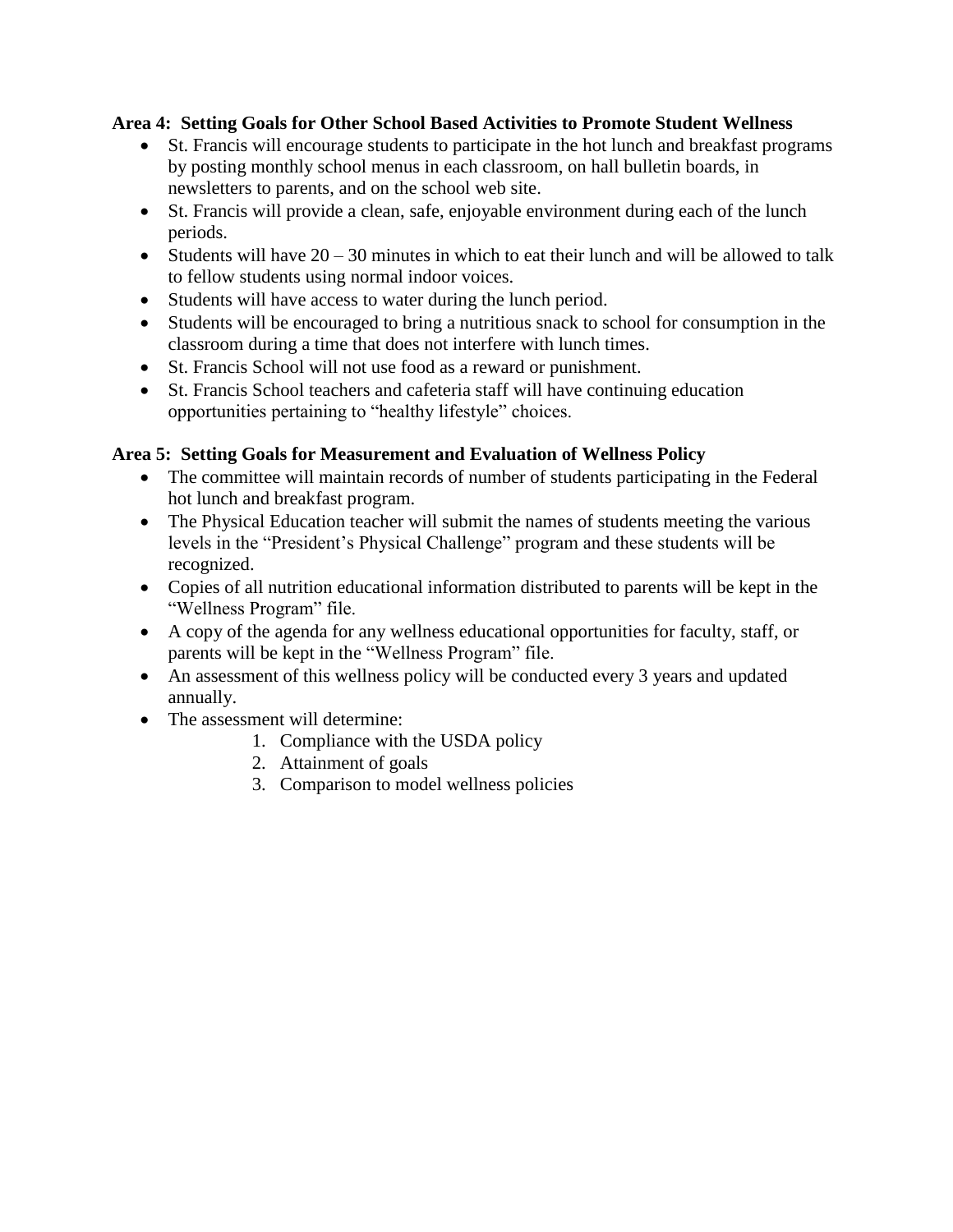**Area 4: Setting Goals for Other School Based Activities to Promote Student Wellness**

- St. Francis will encourage students to participate in the hot lunch and breakfast programs by posting monthly school menus in each classroom, on hall bulletin boards, in newsletters to parents, and on the school web site.
- St. Francis will provide a clean, safe, enjoyable environment during each of the lunch periods.
- Students will have 20 – 30 minutes in which to eat their lunch and will be allowed to talk to fellow students using normal indoor voices.
- Students will have access to water during the lunch period.
- Students will be encouraged to bring a nutritious snack to school for consumption in the classroom during a time that does not interfere with lunch times.
- St. Francis School will not use food as a reward or punishment.
- St. Francis School teachers and cafeteria staff will have continuing education opportunities pertaining to "healthy lifestyle" choices.

**Area 5: Setting Goals for Measurement and Evaluation of Wellness Policy**

- The committee will maintain records of number of students participating in the Federal hot lunch and breakfast program.
- The Physical Education teacher will submit the names of students meeting the various levels in the "President's Physical Challenge" program and these students will be recognized.
- Copies of all nutrition educational information distributed to parents will be kept in the "Wellness Program" file.
- A copy of the agenda for any wellness educational opportunities for faculty, staff, or parents will be kept in the "Wellness Program" file.
- An assessment of this wellness policy will be conducted every 3 years and updated annually.
- The assessment will determine:
    1. Compliance with the USDA policy
    2. Attainment of goals
    3. Comparison to model wellness policies